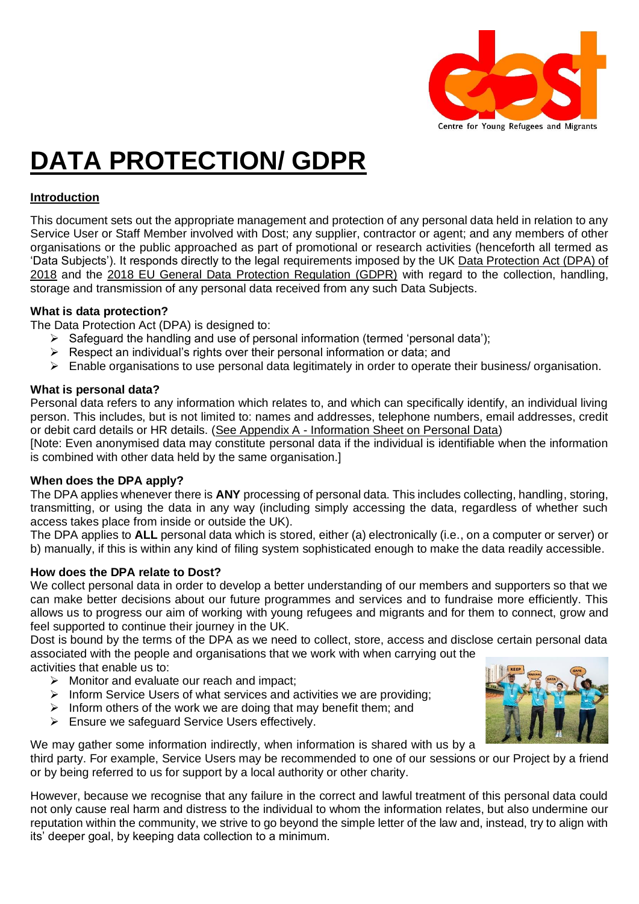// Intentionally omitting the Dost logo and photo, since no image IDs were provided for this page.
# DATA PROTECTION/ GDPR

## Introduction

This document sets out the appropriate management and protection of any personal data held in relation to any Service User or Staff Member involved with Dost; any supplier, contractor or agent; and any members of other organisations or the public approached as part of promotional or research activities (henceforth all termed as 'Data Subjects'). It responds directly to the legal requirements imposed by the UK Data Protection Act (DPA) of 2018 and the 2018 EU General Data Protection Regulation (GDPR) with regard to the collection, handling, storage and transmission of any personal data received from any such Data Subjects.

### What is data protection?

The Data Protection Act (DPA) is designed to:

- Safeguard the handling and use of personal information (termed 'personal data');
- Respect an individual's rights over their personal information or data; and
- Enable organisations to use personal data legitimately in order to operate their business/ organisation.

### What is personal data?

Personal data refers to any information which relates to, and which can specifically identify, an individual living person. This includes, but is not limited to: names and addresses, telephone numbers, email addresses, credit or debit card details or HR details. (See Appendix A - Information Sheet on Personal Data)

[Note: Even anonymised data may constitute personal data if the individual is identifiable when the information is combined with other data held by the same organisation.]

### When does the DPA apply?

The DPA applies whenever there is **ANY** processing of personal data. This includes collecting, handling, storing, transmitting, or using the data in any way (including simply accessing the data, regardless of whether such access takes place from inside or outside the UK).

The DPA applies to **ALL** personal data which is stored, either (a) electronically (i.e., on a computer or server) or b) manually, if this is within any kind of filing system sophisticated enough to make the data readily accessible.

### How does the DPA relate to Dost?

We collect personal data in order to develop a better understanding of our members and supporters so that we can make better decisions about our future programmes and services and to fundraise more efficiently. This allows us to progress our aim of working with young refugees and migrants and for them to connect, grow and feel supported to continue their journey in the UK.

Dost is bound by the terms of the DPA as we need to collect, store, access and disclose certain personal data associated with the people and organisations that we work with when carrying out the activities that enable us to:

- Monitor and evaluate our reach and impact;
- Inform Service Users of what services and activities we are providing;
- Inform others of the work we are doing that may benefit them; and
- Ensure we safeguard Service Users effectively.

We may gather some information indirectly, when information is shared with us by a third party. For example, Service Users may be recommended to one of our sessions or our Project by a friend or by being referred to us for support by a local authority or other charity.

However, because we recognise that any failure in the correct and lawful treatment of this personal data could not only cause real harm and distress to the individual to whom the information relates, but also undermine our reputation within the community, we strive to go beyond the simple letter of the law and, instead, try to align with its' deeper goal, by keeping data collection to a minimum.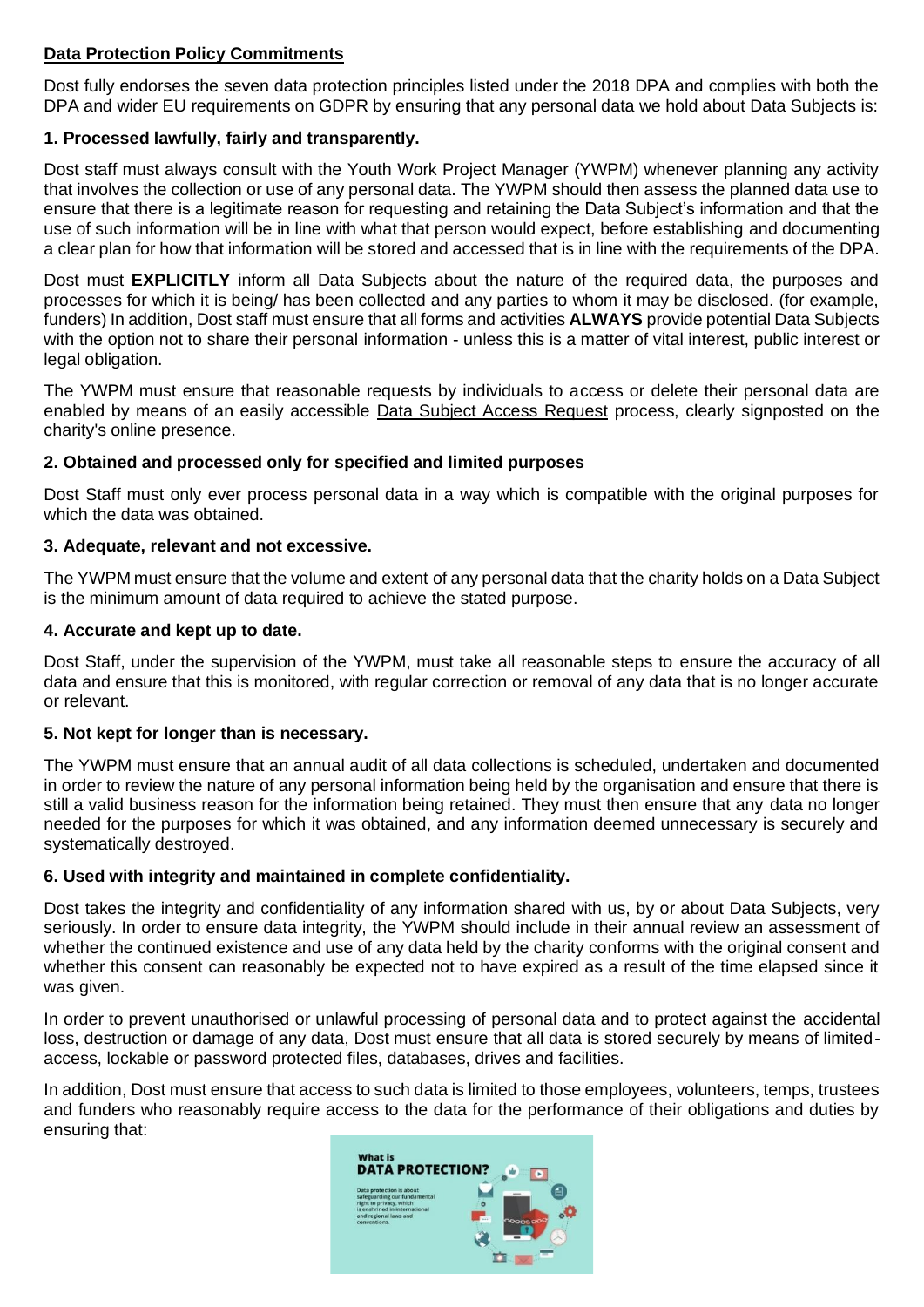## Data Protection Policy Commitments

Dost fully endorses the seven data protection principles listed under the 2018 DPA and complies with both the DPA and wider EU requirements on GDPR by ensuring that any personal data we hold about Data Subjects is:

### 1. Processed lawfully, fairly and transparently.

Dost staff must always consult with the Youth Work Project Manager (YWPM) whenever planning any activity that involves the collection or use of any personal data. The YWPM should then assess the planned data use to ensure that there is a legitimate reason for requesting and retaining the Data Subject's information and that the use of such information will be in line with what that person would expect, before establishing and documenting a clear plan for how that information will be stored and accessed that is in line with the requirements of the DPA.

Dost must **EXPLICITLY** inform all Data Subjects about the nature of the required data, the purposes and processes for which it is being/ has been collected and any parties to whom it may be disclosed. (for example, funders) In addition, Dost staff must ensure that all forms and activities **ALWAYS** provide potential Data Subjects with the option not to share their personal information - unless this is a matter of vital interest, public interest or legal obligation.

The YWPM must ensure that reasonable requests by individuals to access or delete their personal data are enabled by means of an easily accessible Data Subject Access Request process, clearly signposted on the charity's online presence.

### 2. Obtained and processed only for specified and limited purposes

Dost Staff must only ever process personal data in a way which is compatible with the original purposes for which the data was obtained.

### 3. Adequate, relevant and not excessive.

The YWPM must ensure that the volume and extent of any personal data that the charity holds on a Data Subject is the minimum amount of data required to achieve the stated purpose.

### 4. Accurate and kept up to date.

Dost Staff, under the supervision of the YWPM, must take all reasonable steps to ensure the accuracy of all data and ensure that this is monitored, with regular correction or removal of any data that is no longer accurate or relevant.

### 5. Not kept for longer than is necessary.

The YWPM must ensure that an annual audit of all data collections is scheduled, undertaken and documented in order to review the nature of any personal information being held by the organisation and ensure that there is still a valid business reason for the information being retained. They must then ensure that any data no longer needed for the purposes for which it was obtained, and any information deemed unnecessary is securely and systematically destroyed.

### 6. Used with integrity and maintained in complete confidentiality.

Dost takes the integrity and confidentiality of any information shared with us, by or about Data Subjects, very seriously. In order to ensure data integrity, the YWPM should include in their annual review an assessment of whether the continued existence and use of any data held by the charity conforms with the original consent and whether this consent can reasonably be expected not to have expired as a result of the time elapsed since it was given.

In order to prevent unauthorised or unlawful processing of personal data and to protect against the accidental loss, destruction or damage of any data, Dost must ensure that all data is stored securely by means of limited-access, lockable or password protected files, databases, drives and facilities.

In addition, Dost must ensure that access to such data is limited to those employees, volunteers, temps, trustees and funders who reasonably require access to the data for the performance of their obligations and duties by ensuring that: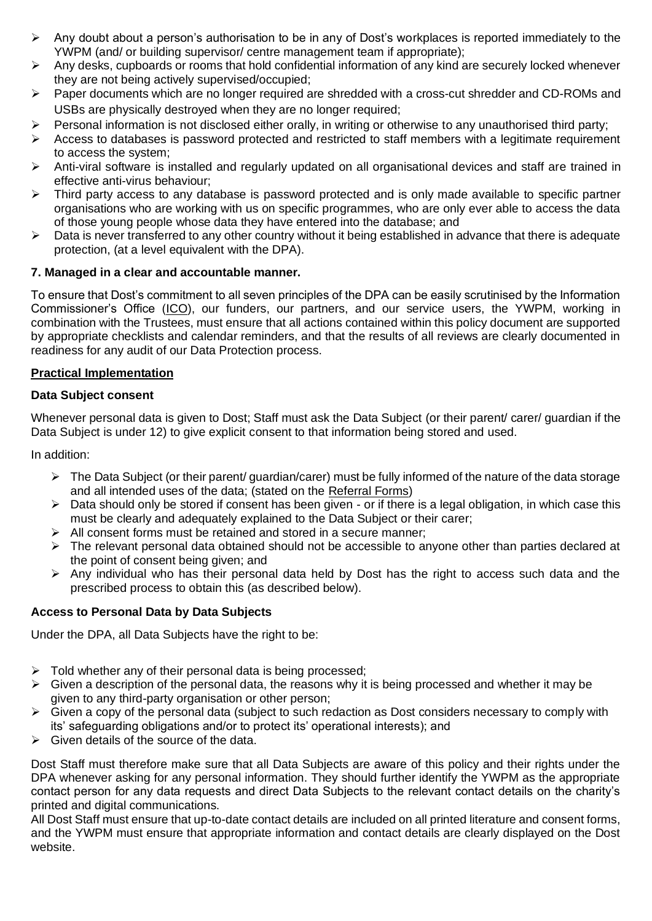- Any doubt about a person's authorisation to be in any of Dost's workplaces is reported immediately to the YWPM (and/ or building supervisor/ centre management team if appropriate);
- Any desks, cupboards or rooms that hold confidential information of any kind are securely locked whenever they are not being actively supervised/occupied;
- Paper documents which are no longer required are shredded with a cross-cut shredder and CD-ROMs and USBs are physically destroyed when they are no longer required;
- Personal information is not disclosed either orally, in writing or otherwise to any unauthorised third party;
- Access to databases is password protected and restricted to staff members with a legitimate requirement to access the system;
- Anti-viral software is installed and regularly updated on all organisational devices and staff are trained in effective anti-virus behaviour;
- Third party access to any database is password protected and is only made available to specific partner organisations who are working with us on specific programmes, who are only ever able to access the data of those young people whose data they have entered into the database; and
- Data is never transferred to any other country without it being established in advance that there is adequate protection, (at a level equivalent with the DPA).

**7. Managed in a clear and accountable manner.**

To ensure that Dost's commitment to all seven principles of the DPA can be easily scrutinised by the Information Commissioner's Office (ICO), our funders, our partners, and our service users, the YWPM, working in combination with the Trustees, must ensure that all actions contained within this policy document are supported by appropriate checklists and calendar reminders, and that the results of all reviews are clearly documented in readiness for any audit of our Data Protection process.

**Practical Implementation**

**Data Subject consent**

Whenever personal data is given to Dost; Staff must ask the Data Subject (or their parent/ carer/ guardian if the Data Subject is under 12) to give explicit consent to that information being stored and used.

In addition:

- The Data Subject (or their parent/ guardian/carer) must be fully informed of the nature of the data storage and all intended uses of the data; (stated on the Referral Forms)
- Data should only be stored if consent has been given - or if there is a legal obligation, in which case this must be clearly and adequately explained to the Data Subject or their carer;
- All consent forms must be retained and stored in a secure manner;
- The relevant personal data obtained should not be accessible to anyone other than parties declared at the point of consent being given; and
- Any individual who has their personal data held by Dost has the right to access such data and the prescribed process to obtain this (as described below).

**Access to Personal Data by Data Subjects**

Under the DPA, all Data Subjects have the right to be:

- Told whether any of their personal data is being processed;
- Given a description of the personal data, the reasons why it is being processed and whether it may be given to any third-party organisation or other person;
- Given a copy of the personal data (subject to such redaction as Dost considers necessary to comply with its' safeguarding obligations and/or to protect its' operational interests); and
- Given details of the source of the data.

Dost Staff must therefore make sure that all Data Subjects are aware of this policy and their rights under the DPA whenever asking for any personal information. They should further identify the YWPM as the appropriate contact person for any data requests and direct Data Subjects to the relevant contact details on the charity's printed and digital communications.

All Dost Staff must ensure that up-to-date contact details are included on all printed literature and consent forms, and the YWPM must ensure that appropriate information and contact details are clearly displayed on the Dost website.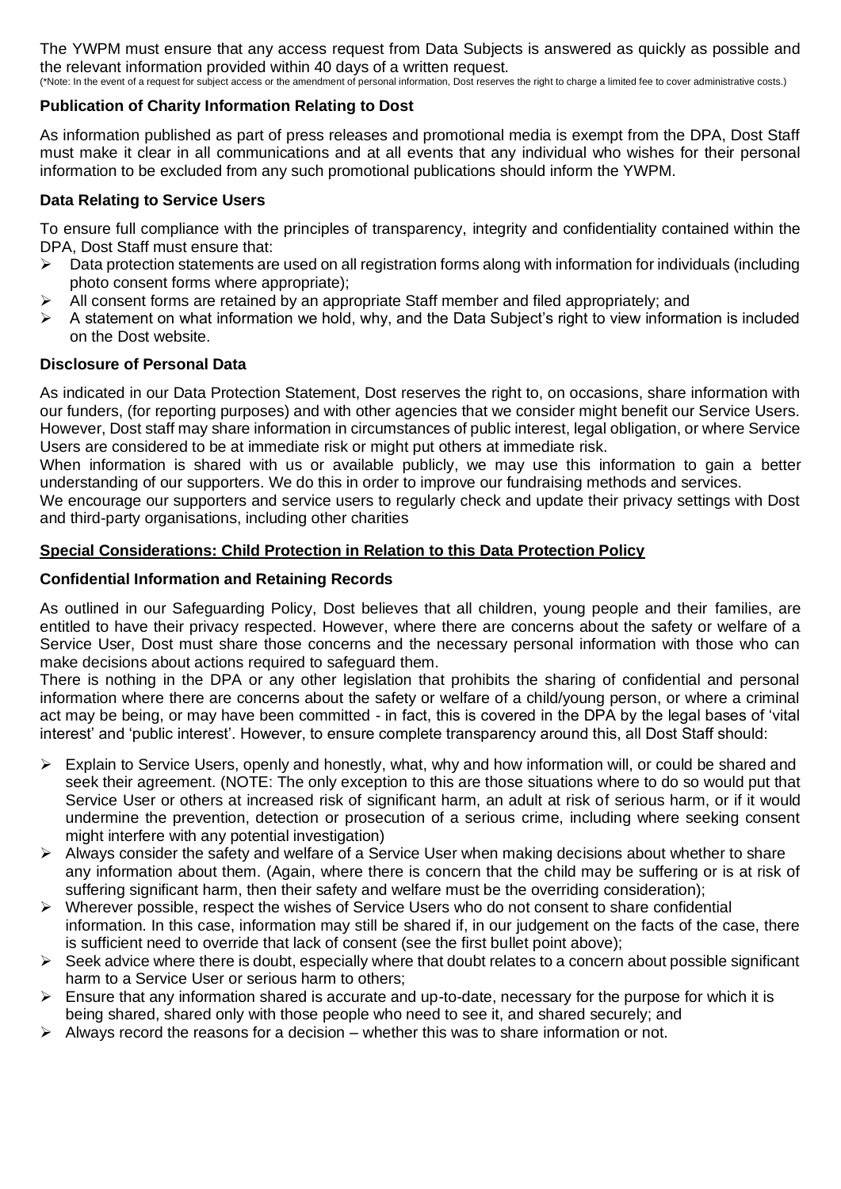The YWPM must ensure that any access request from Data Subjects is answered as quickly as possible and the relevant information provided within 40 days of a written request.

(*Note: In the event of a request for subject access or the amendment of personal information, Dost reserves the right to charge a limited fee to cover administrative costs.)

### Publication of Charity Information Relating to Dost

As information published as part of press releases and promotional media is exempt from the DPA, Dost Staff must make it clear in all communications and at all events that any individual who wishes for their personal information to be excluded from any such promotional publications should inform the YWPM.

### Data Relating to Service Users

To ensure full compliance with the principles of transparency, integrity and confidentiality contained within the DPA, Dost Staff must ensure that:

- Data protection statements are used on all registration forms along with information for individuals (including photo consent forms where appropriate);
- All consent forms are retained by an appropriate Staff member and filed appropriately; and
- A statement on what information we hold, why, and the Data Subject's right to view information is included on the Dost website.

### Disclosure of Personal Data

As indicated in our Data Protection Statement, Dost reserves the right to, on occasions, share information with our funders, (for reporting purposes) and with other agencies that we consider might benefit our Service Users. However, Dost staff may share information in circumstances of public interest, legal obligation, or where Service Users are considered to be at immediate risk or might put others at immediate risk.

When information is shared with us or available publicly, we may use this information to gain a better understanding of our supporters. We do this in order to improve our fundraising methods and services.

We encourage our supporters and service users to regularly check and update their privacy settings with Dost and third-party organisations, including other charities

## Special Considerations: Child Protection in Relation to this Data Protection Policy

### Confidential Information and Retaining Records

As outlined in our Safeguarding Policy, Dost believes that all children, young people and their families, are entitled to have their privacy respected. However, where there are concerns about the safety or welfare of a Service User, Dost must share those concerns and the necessary personal information with those who can make decisions about actions required to safeguard them.

There is nothing in the DPA or any other legislation that prohibits the sharing of confidential and personal information where there are concerns about the safety or welfare of a child/young person, or where a criminal act may be being, or may have been committed - in fact, this is covered in the DPA by the legal bases of 'vital interest' and 'public interest'. However, to ensure complete transparency around this, all Dost Staff should:

- Explain to Service Users, openly and honestly, what, why and how information will, or could be shared and seek their agreement. (NOTE: The only exception to this are those situations where to do so would put that Service User or others at increased risk of significant harm, an adult at risk of serious harm, or if it would undermine the prevention, detection or prosecution of a serious crime, including where seeking consent might interfere with any potential investigation)
- Always consider the safety and welfare of a Service User when making decisions about whether to share any information about them. (Again, where there is concern that the child may be suffering or is at risk of suffering significant harm, then their safety and welfare must be the overriding consideration);
- Wherever possible, respect the wishes of Service Users who do not consent to share confidential information. In this case, information may still be shared if, in our judgement on the facts of the case, there is sufficient need to override that lack of consent (see the first bullet point above);
- Seek advice where there is doubt, especially where that doubt relates to a concern about possible significant harm to a Service User or serious harm to others;
- Ensure that any information shared is accurate and up-to-date, necessary for the purpose for which it is being shared, shared only with those people who need to see it, and shared securely; and
- Always record the reasons for a decision – whether this was to share information or not.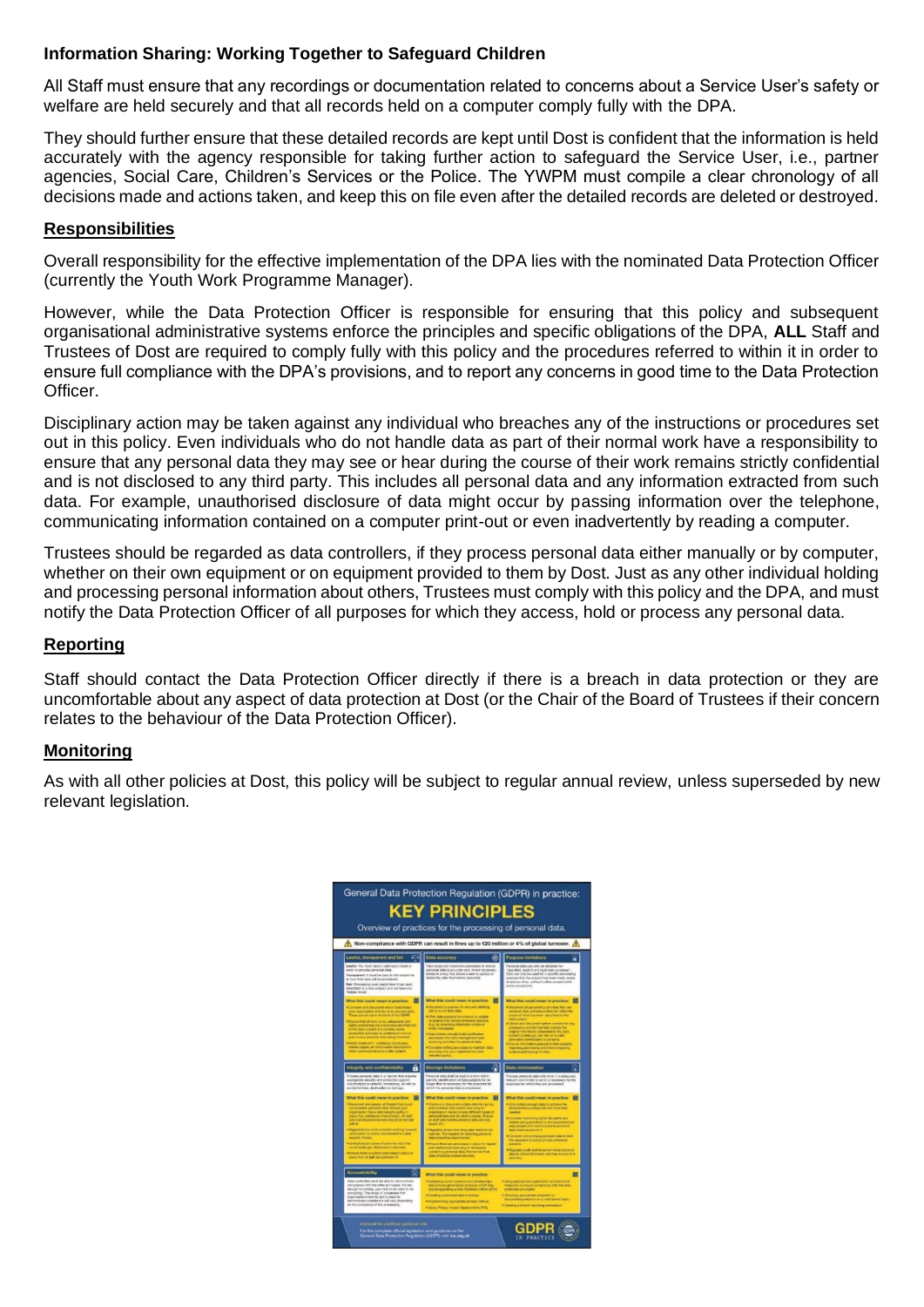**Information Sharing: Working Together to Safeguard Children**

All Staff must ensure that any recordings or documentation related to concerns about a Service User's safety or welfare are held securely and that all records held on a computer comply fully with the DPA.

They should further ensure that these detailed records are kept until Dost is confident that the information is held accurately with the agency responsible for taking further action to safeguard the Service User, i.e., partner agencies, Social Care, Children's Services or the Police. The YWPM must compile a clear chronology of all decisions made and actions taken, and keep this on file even after the detailed records are deleted or destroyed.

## Responsibilities

Overall responsibility for the effective implementation of the DPA lies with the nominated Data Protection Officer (currently the Youth Work Programme Manager).

However, while the Data Protection Officer is responsible for ensuring that this policy and subsequent organisational administrative systems enforce the principles and specific obligations of the DPA, **ALL** Staff and Trustees of Dost are required to comply fully with this policy and the procedures referred to within it in order to ensure full compliance with the DPA's provisions, and to report any concerns in good time to the Data Protection Officer.

Disciplinary action may be taken against any individual who breaches any of the instructions or procedures set out in this policy. Even individuals who do not handle data as part of their normal work have a responsibility to ensure that any personal data they may see or hear during the course of their work remains strictly confidential and is not disclosed to any third party. This includes all personal data and any information extracted from such data. For example, unauthorised disclosure of data might occur by passing information over the telephone, communicating information contained on a computer print-out or even inadvertently by reading a computer.

Trustees should be regarded as data controllers, if they process personal data either manually or by computer, whether on their own equipment or on equipment provided to them by Dost. Just as any other individual holding and processing personal information about others, Trustees must comply with this policy and the DPA, and must notify the Data Protection Officer of all purposes for which they access, hold or process any personal data.

## Reporting

Staff should contact the Data Protection Officer directly if there is a breach in data protection or they are uncomfortable about any aspect of data protection at Dost (or the Chair of the Board of Trustees if their concern relates to the behaviour of the Data Protection Officer).

## Monitoring

As with all other policies at Dost, this policy will be subject to regular annual review, unless superseded by new relevant legislation.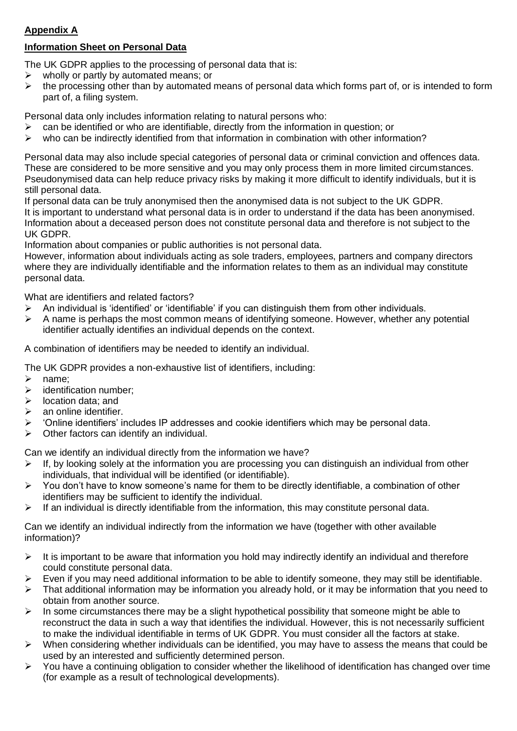**Appendix A**

**Information Sheet on Personal Data**

The UK GDPR applies to the processing of personal data that is:

- wholly or partly by automated means; or
- the processing other than by automated means of personal data which forms part of, or is intended to form part of, a filing system.

Personal data only includes information relating to natural persons who:

- can be identified or who are identifiable, directly from the information in question; or
- who can be indirectly identified from that information in combination with other information?

Personal data may also include special categories of personal data or criminal conviction and offences data. These are considered to be more sensitive and you may only process them in more limited circumstances. Pseudonymised data can help reduce privacy risks by making it more difficult to identify individuals, but it is still personal data.

If personal data can be truly anonymised then the anonymised data is not subject to the UK GDPR.

It is important to understand what personal data is in order to understand if the data has been anonymised.

Information about a deceased person does not constitute personal data and therefore is not subject to the UK GDPR.

Information about companies or public authorities is not personal data.

However, information about individuals acting as sole traders, employees, partners and company directors where they are individually identifiable and the information relates to them as an individual may constitute personal data.

What are identifiers and related factors?

- An individual is 'identified' or 'identifiable' if you can distinguish them from other individuals.
- A name is perhaps the most common means of identifying someone. However, whether any potential identifier actually identifies an individual depends on the context.

A combination of identifiers may be needed to identify an individual.

The UK GDPR provides a non-exhaustive list of identifiers, including:

- name;
- identification number;
- location data; and
- an online identifier.
- 'Online identifiers' includes IP addresses and cookie identifiers which may be personal data.
- Other factors can identify an individual.

Can we identify an individual directly from the information we have?

- If, by looking solely at the information you are processing you can distinguish an individual from other individuals, that individual will be identified (or identifiable).
- You don't have to know someone's name for them to be directly identifiable, a combination of other identifiers may be sufficient to identify the individual.
- If an individual is directly identifiable from the information, this may constitute personal data.

Can we identify an individual indirectly from the information we have (together with other available information)?

- It is important to be aware that information you hold may indirectly identify an individual and therefore could constitute personal data.
- Even if you may need additional information to be able to identify someone, they may still be identifiable.
- That additional information may be information you already hold, or it may be information that you need to obtain from another source.
- In some circumstances there may be a slight hypothetical possibility that someone might be able to reconstruct the data in such a way that identifies the individual. However, this is not necessarily sufficient to make the individual identifiable in terms of UK GDPR. You must consider all the factors at stake.
- When considering whether individuals can be identified, you may have to assess the means that could be used by an interested and sufficiently determined person.
- You have a continuing obligation to consider whether the likelihood of identification has changed over time (for example as a result of technological developments).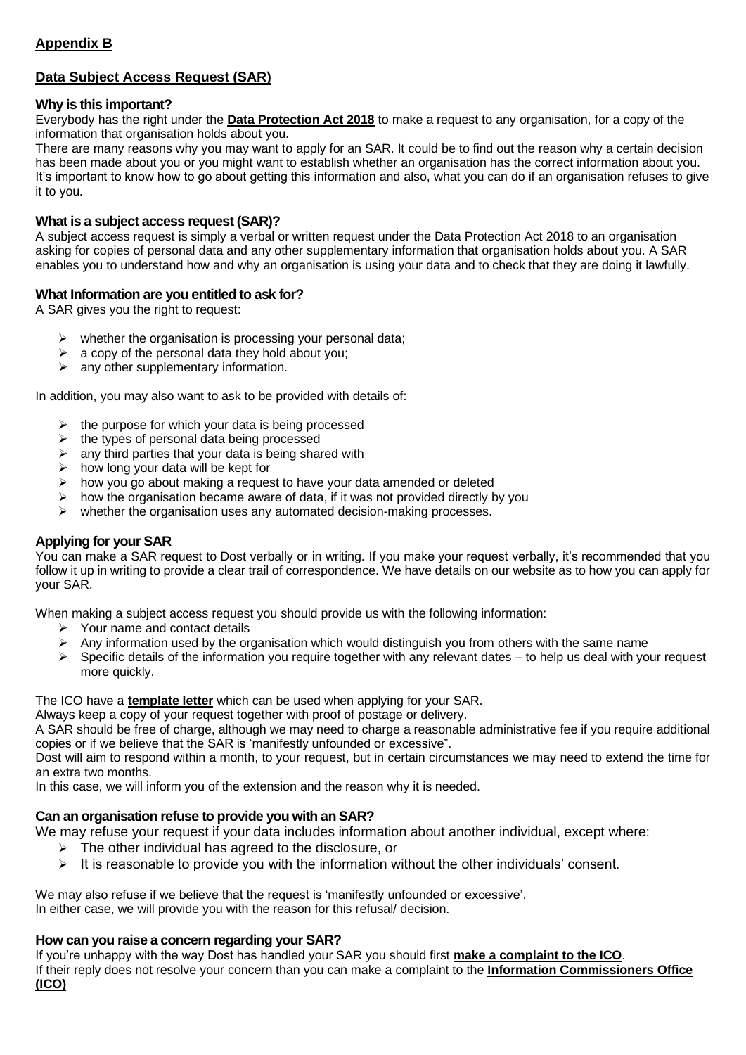## **Appendix B**

### **Data Subject Access Request (SAR)**

#### **Why is this important?**

Everybody has the right under the **Data Protection Act 2018** to make a request to any organisation, for a copy of the information that organisation holds about you.

There are many reasons why you may want to apply for an SAR. It could be to find out the reason why a certain decision has been made about you or you might want to establish whether an organisation has the correct information about you. It's important to know how to go about getting this information and also, what you can do if an organisation refuses to give it to you.

#### **What is a subject access request (SAR)?**

A subject access request is simply a verbal or written request under the Data Protection Act 2018 to an organisation asking for copies of personal data and any other supplementary information that organisation holds about you. A SAR enables you to understand how and why an organisation is using your data and to check that they are doing it lawfully.

#### **What Information are you entitled to ask for?**

A SAR gives you the right to request:

- whether the organisation is processing your personal data;
- a copy of the personal data they hold about you;
- any other supplementary information.

In addition, you may also want to ask to be provided with details of:

- the purpose for which your data is being processed
- the types of personal data being processed
- any third parties that your data is being shared with
- how long your data will be kept for
- how you go about making a request to have your data amended or deleted
- how the organisation became aware of data, if it was not provided directly by you
- whether the organisation uses any automated decision-making processes.

#### **Applying for your SAR**

You can make a SAR request to Dost verbally or in writing. If you make your request verbally, it's recommended that you follow it up in writing to provide a clear trail of correspondence. We have details on our website as to how you can apply for your SAR.

When making a subject access request you should provide us with the following information:

- Your name and contact details
- Any information used by the organisation which would distinguish you from others with the same name
- Specific details of the information you require together with any relevant dates – to help us deal with your request more quickly.

The ICO have a **template letter** which can be used when applying for your SAR.

Always keep a copy of your request together with proof of postage or delivery.

A SAR should be free of charge, although we may need to charge a reasonable administrative fee if you require additional copies or if we believe that the SAR is 'manifestly unfounded or excessive".

Dost will aim to respond within a month, to your request, but in certain circumstances we may need to extend the time for an extra two months.

In this case, we will inform you of the extension and the reason why it is needed.

#### **Can an organisation refuse to provide you with an SAR?**

We may refuse your request if your data includes information about another individual, except where:

- The other individual has agreed to the disclosure, or
- It is reasonable to provide you with the information without the other individuals' consent.

We may also refuse if we believe that the request is 'manifestly unfounded or excessive'.
In either case, we will provide you with the reason for this refusal/ decision.

#### **How can you raise a concern regarding your SAR?**

If you're unhappy with the way Dost has handled your SAR you should first **make a complaint to the ICO**.
If their reply does not resolve your concern than you can make a complaint to the **Information Commissioners Office (ICO)**